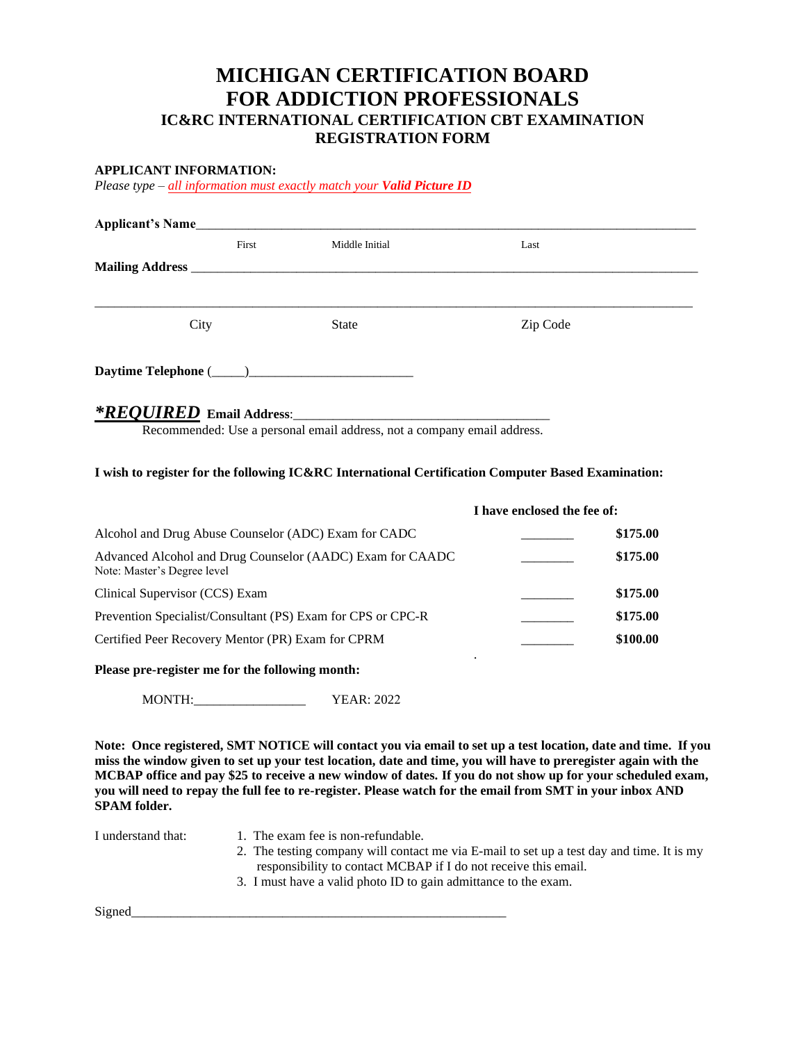# MICHIGAN CERTIFICATION BOARD FOR ADDICTION PROFESSIONALS

## IC&RC INTERNATIONAL CERTIFICATION CBT EXAMINATION REGISTRATION FORM

**APPLICANT INFORMATION:**

*Please type – all information must exactly match your **Valid Picture ID***

**Applicant's Name**_____________________________________________________________________________

First                    Middle Initial                    Last

**Mailing Address** _____________________________________________________________________________

_____________________________________________________________________________

City                    State                    Zip Code

**Daytime Telephone** (_____)________________________

***REQUIRED*** **Email Address**:______________________________________

Recommended: Use a personal email address, not a company email address.

**I wish to register for the following IC&RC International Certification Computer Based Examination:**

| | **I have enclosed the fee of:** | |
|---|---|---|
| Alcohol and Drug Abuse Counselor (ADC) Exam for CADC | ________ | **$175.00** |
| Advanced Alcohol and Drug Counselor (AADC) Exam for CAADC<br>Note: Master's Degree level | ________ | **$175.00** |
| Clinical Supervisor (CCS) Exam | ________ | **$175.00** |
| Prevention Specialist/Consultant (PS) Exam for CPS or CPC-R | ________ | **$175.00** |
| Certified Peer Recovery Mentor (PR) Exam for CPRM | ________ | **$100.00** |

**Please pre-register me for the following month:**

MONTH:________________    YEAR: 2022

**Note: Once registered, SMT NOTICE will contact you via email to set up a test location, date and time. If you miss the window given to set up your test location, date and time, you will have to preregister again with the MCBAP office and pay $25 to receive a new window of dates. If you do not show up for your scheduled exam, you will need to repay the full fee to re-register. Please watch for the email from SMT in your inbox AND SPAM folder.**

I understand that:

1. The exam fee is non-refundable.
2. The testing company will contact me via E-mail to set up a test day and time. It is my responsibility to contact MCBAP if I do not receive this email.
3. I must have a valid photo ID to gain admittance to the exam.

Signed_________________________________________________________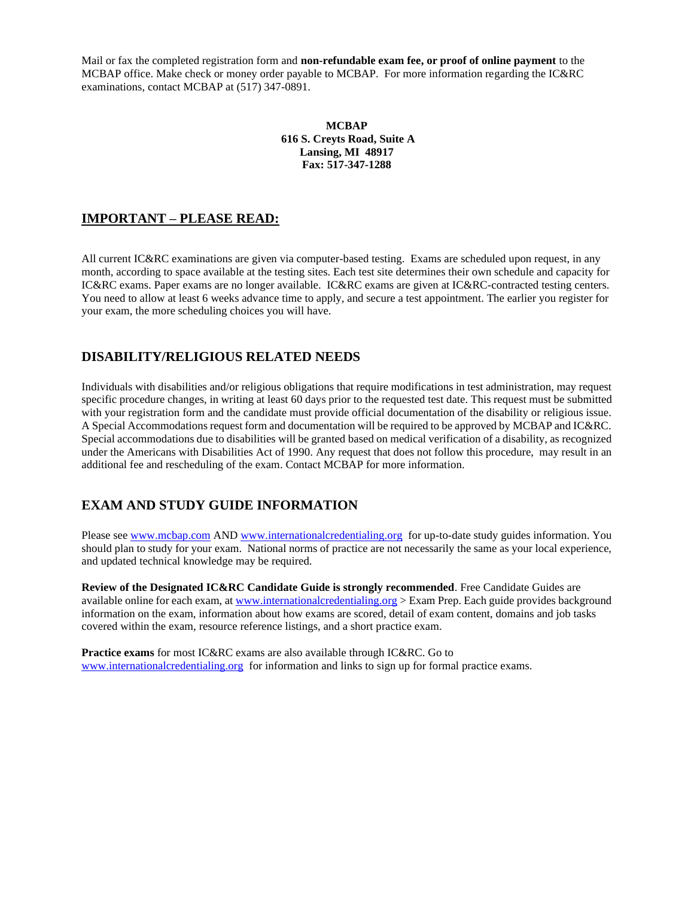Mail or fax the completed registration form and **non-refundable exam fee, or proof of online payment** to the MCBAP office. Make check or money order payable to MCBAP. For more information regarding the IC&RC examinations, contact MCBAP at (517) 347-0891.

**MCBAP**
**616 S. Creyts Road, Suite A**
**Lansing, MI 48917**
**Fax: 517-347-1288**

## IMPORTANT – PLEASE READ:

All current IC&RC examinations are given via computer-based testing. Exams are scheduled upon request, in any month, according to space available at the testing sites. Each test site determines their own schedule and capacity for IC&RC exams. Paper exams are no longer available. IC&RC exams are given at IC&RC-contracted testing centers. You need to allow at least 6 weeks advance time to apply, and secure a test appointment. The earlier you register for your exam, the more scheduling choices you will have.

## DISABILITY/RELIGIOUS RELATED NEEDS

Individuals with disabilities and/or religious obligations that require modifications in test administration, may request specific procedure changes, in writing at least 60 days prior to the requested test date. This request must be submitted with your registration form and the candidate must provide official documentation of the disability or religious issue. A Special Accommodations request form and documentation will be required to be approved by MCBAP and IC&RC. Special accommodations due to disabilities will be granted based on medical verification of a disability, as recognized under the Americans with Disabilities Act of 1990. Any request that does not follow this procedure, may result in an additional fee and rescheduling of the exam. Contact MCBAP for more information.

## EXAM AND STUDY GUIDE INFORMATION

Please see www.mcbap.com AND www.internationalcredentialing.org for up-to-date study guides information. You should plan to study for your exam. National norms of practice are not necessarily the same as your local experience, and updated technical knowledge may be required.

**Review of the Designated IC&RC Candidate Guide is strongly recommended**. Free Candidate Guides are available online for each exam, at www.internationalcredentialing.org > Exam Prep. Each guide provides background information on the exam, information about how exams are scored, detail of exam content, domains and job tasks covered within the exam, resource reference listings, and a short practice exam.

**Practice exams** for most IC&RC exams are also available through IC&RC. Go to www.internationalcredentialing.org for information and links to sign up for formal practice exams.